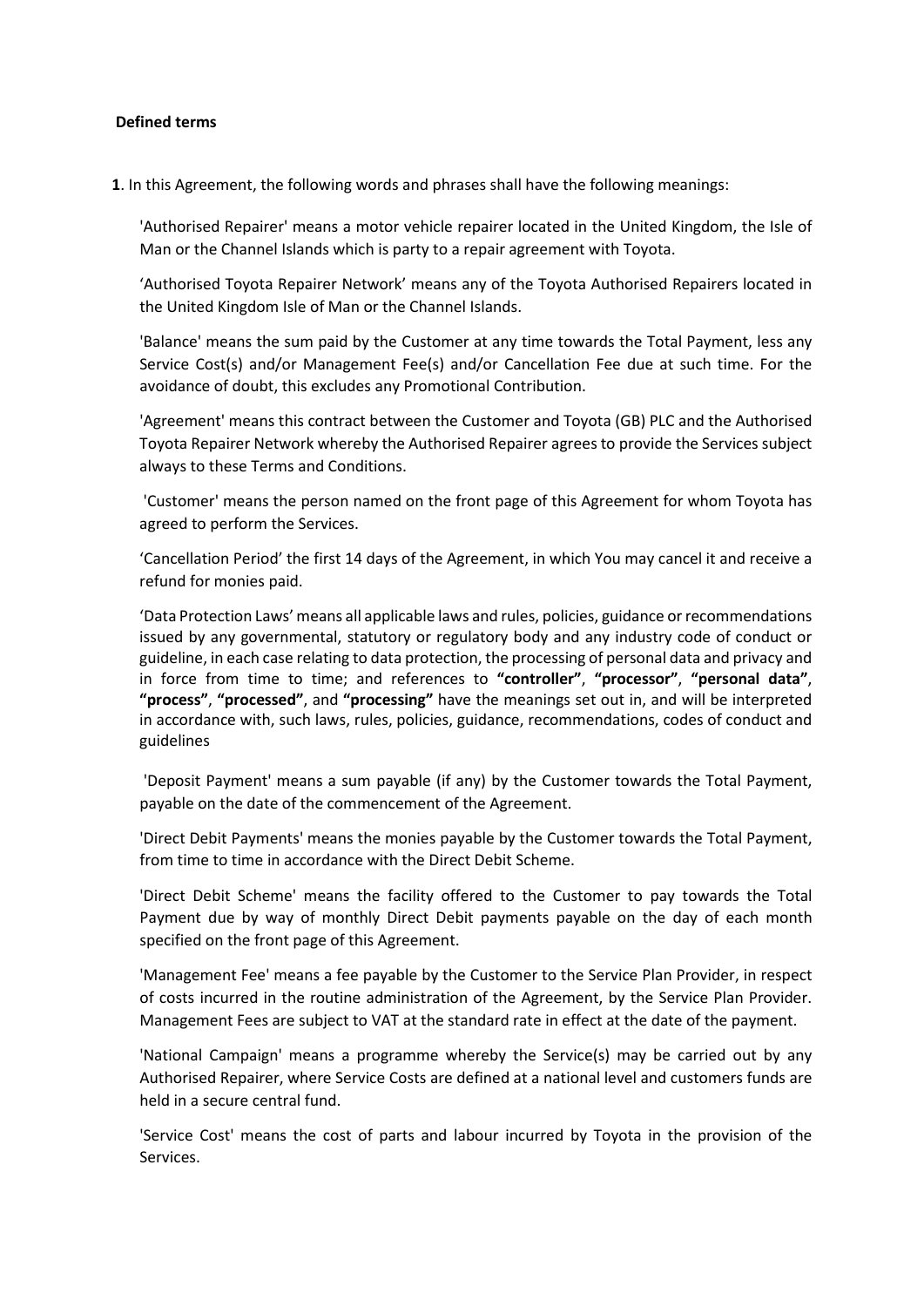**Defined terms**

**1**. In this Agreement, the following words and phrases shall have the following meanings:

'Authorised Repairer' means a motor vehicle repairer located in the United Kingdom, the Isle of Man or the Channel Islands which is party to a repair agreement with Toyota.

'Authorised Toyota Repairer Network' means any of the Toyota Authorised Repairers located in the United Kingdom Isle of Man or the Channel Islands.

'Balance' means the sum paid by the Customer at any time towards the Total Payment, less any Service Cost(s) and/or Management Fee(s) and/or Cancellation Fee due at such time. For the avoidance of doubt, this excludes any Promotional Contribution.

'Agreement' means this contract between the Customer and Toyota (GB) PLC and the Authorised Toyota Repairer Network whereby the Authorised Repairer agrees to provide the Services subject always to these Terms and Conditions.

'Customer' means the person named on the front page of this Agreement for whom Toyota has agreed to perform the Services.

'Cancellation Period' the first 14 days of the Agreement, in which You may cancel it and receive a refund for monies paid.

'Data Protection Laws' means all applicable laws and rules, policies, guidance or recommendations issued by any governmental, statutory or regulatory body and any industry code of conduct or guideline, in each case relating to data protection, the processing of personal data and privacy and in force from time to time; and references to **"controller"**, **"processor"**, **"personal data"**, **"process"**, **"processed"**, and **"processing"** have the meanings set out in, and will be interpreted in accordance with, such laws, rules, policies, guidance, recommendations, codes of conduct and guidelines

'Deposit Payment' means a sum payable (if any) by the Customer towards the Total Payment, payable on the date of the commencement of the Agreement.

'Direct Debit Payments' means the monies payable by the Customer towards the Total Payment, from time to time in accordance with the Direct Debit Scheme.

'Direct Debit Scheme' means the facility offered to the Customer to pay towards the Total Payment due by way of monthly Direct Debit payments payable on the day of each month specified on the front page of this Agreement.

'Management Fee' means a fee payable by the Customer to the Service Plan Provider, in respect of costs incurred in the routine administration of the Agreement, by the Service Plan Provider. Management Fees are subject to VAT at the standard rate in effect at the date of the payment.

'National Campaign' means a programme whereby the Service(s) may be carried out by any Authorised Repairer, where Service Costs are defined at a national level and customers funds are held in a secure central fund.

'Service Cost' means the cost of parts and labour incurred by Toyota in the provision of the Services.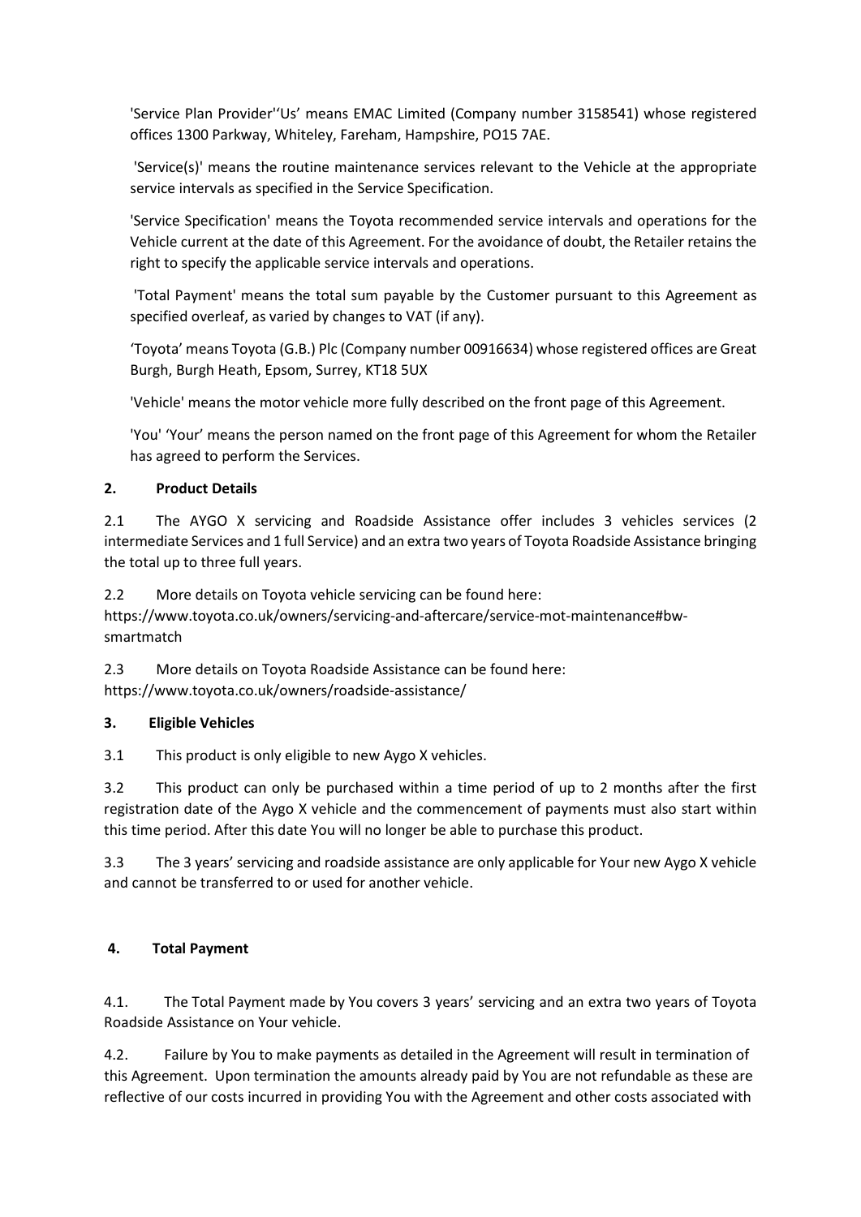'Service Plan Provider''Us' means EMAC Limited (Company number 3158541) whose registered offices 1300 Parkway, Whiteley, Fareham, Hampshire, PO15 7AE.

'Service(s)' means the routine maintenance services relevant to the Vehicle at the appropriate service intervals as specified in the Service Specification.

'Service Specification' means the Toyota recommended service intervals and operations for the Vehicle current at the date of this Agreement. For the avoidance of doubt, the Retailer retains the right to specify the applicable service intervals and operations.

'Total Payment' means the total sum payable by the Customer pursuant to this Agreement as specified overleaf, as varied by changes to VAT (if any).

'Toyota' means Toyota (G.B.) Plc (Company number 00916634) whose registered offices are Great Burgh, Burgh Heath, Epsom, Surrey, KT18 5UX

'Vehicle' means the motor vehicle more fully described on the front page of this Agreement.

'You' 'Your' means the person named on the front page of this Agreement for whom the Retailer has agreed to perform the Services.

## 2. Product Details

2.1 The AYGO X servicing and Roadside Assistance offer includes 3 vehicles services (2 intermediate Services and 1 full Service) and an extra two years of Toyota Roadside Assistance bringing the total up to three full years.

2.2 More details on Toyota vehicle servicing can be found here:
https://www.toyota.co.uk/owners/servicing-and-aftercare/service-mot-maintenance#bw-smartmatch

2.3 More details on Toyota Roadside Assistance can be found here:
https://www.toyota.co.uk/owners/roadside-assistance/

## 3. Eligible Vehicles

3.1 This product is only eligible to new Aygo X vehicles.

3.2 This product can only be purchased within a time period of up to 2 months after the first registration date of the Aygo X vehicle and the commencement of payments must also start within this time period. After this date You will no longer be able to purchase this product.

3.3 The 3 years' servicing and roadside assistance are only applicable for Your new Aygo X vehicle and cannot be transferred to or used for another vehicle.

## 4. Total Payment

4.1. The Total Payment made by You covers 3 years' servicing and an extra two years of Toyota Roadside Assistance on Your vehicle.

4.2. Failure by You to make payments as detailed in the Agreement will result in termination of this Agreement. Upon termination the amounts already paid by You are not refundable as these are reflective of our costs incurred in providing You with the Agreement and other costs associated with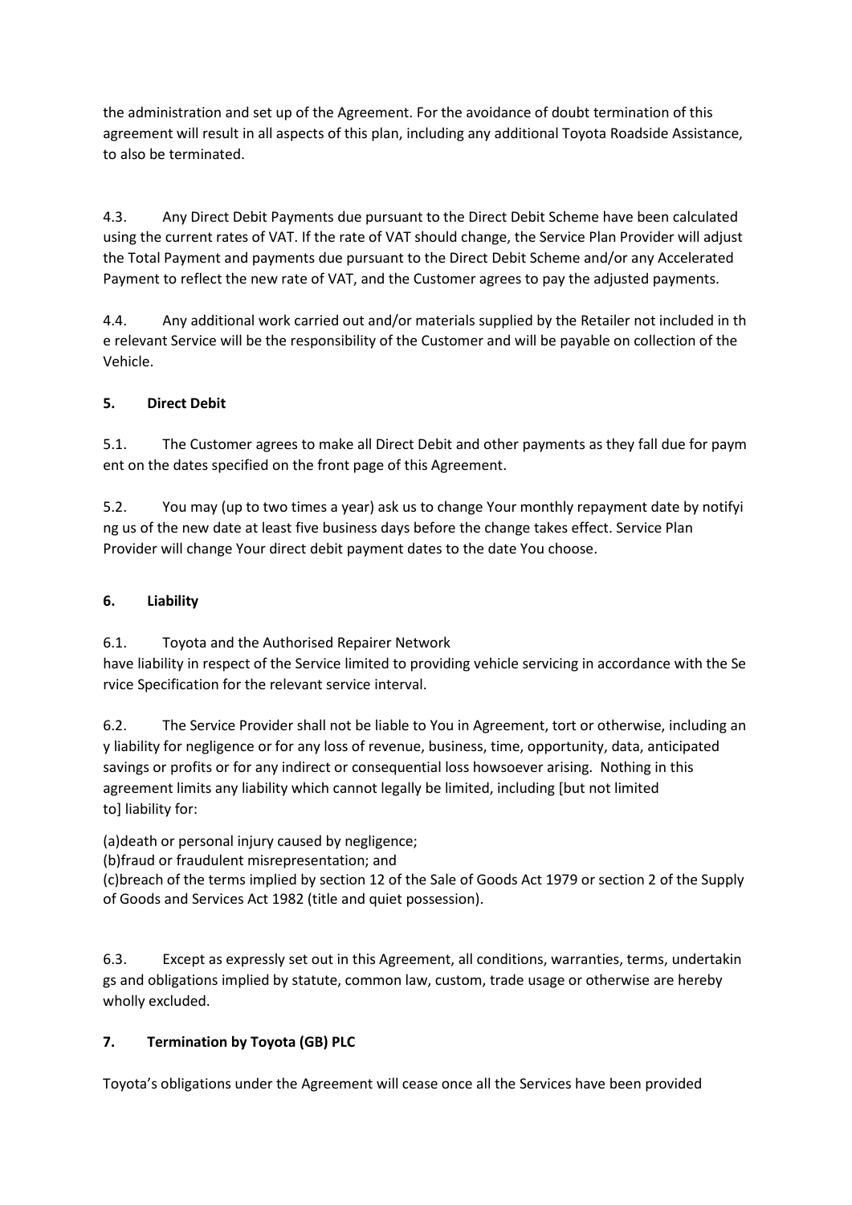the administration and set up of the Agreement. For the avoidance of doubt termination of this agreement will result in all aspects of this plan, including any additional Toyota Roadside Assistance, to also be terminated.

4.3. Any Direct Debit Payments due pursuant to the Direct Debit Scheme have been calculated using the current rates of VAT. If the rate of VAT should change, the Service Plan Provider will adjust the Total Payment and payments due pursuant to the Direct Debit Scheme and/or any Accelerated Payment to reflect the new rate of VAT, and the Customer agrees to pay the adjusted payments.

4.4. Any additional work carried out and/or materials supplied by the Retailer not included in th e relevant Service will be the responsibility of the Customer and will be payable on collection of the Vehicle.

**5. Direct Debit**

5.1. The Customer agrees to make all Direct Debit and other payments as they fall due for paym ent on the dates specified on the front page of this Agreement.

5.2. You may (up to two times a year) ask us to change Your monthly repayment date by notifyi ng us of the new date at least five business days before the change takes effect. Service Plan Provider will change Your direct debit payment dates to the date You choose.

**6. Liability**

6.1. Toyota and the Authorised Repairer Network
have liability in respect of the Service limited to providing vehicle servicing in accordance with the Se rvice Specification for the relevant service interval.

6.2. The Service Provider shall not be liable to You in Agreement, tort or otherwise, including an y liability for negligence or for any loss of revenue, business, time, opportunity, data, anticipated savings or profits or for any indirect or consequential loss howsoever arising. Nothing in this agreement limits any liability which cannot legally be limited, including [but not limited to] liability for:

(a)death or personal injury caused by negligence;
(b)fraud or fraudulent misrepresentation; and
(c)breach of the terms implied by section 12 of the Sale of Goods Act 1979 or section 2 of the Supply of Goods and Services Act 1982 (title and quiet possession).

6.3. Except as expressly set out in this Agreement, all conditions, warranties, terms, undertakin gs and obligations implied by statute, common law, custom, trade usage or otherwise are hereby wholly excluded.

**7. Termination by Toyota (GB) PLC**

Toyota's obligations under the Agreement will cease once all the Services have been provided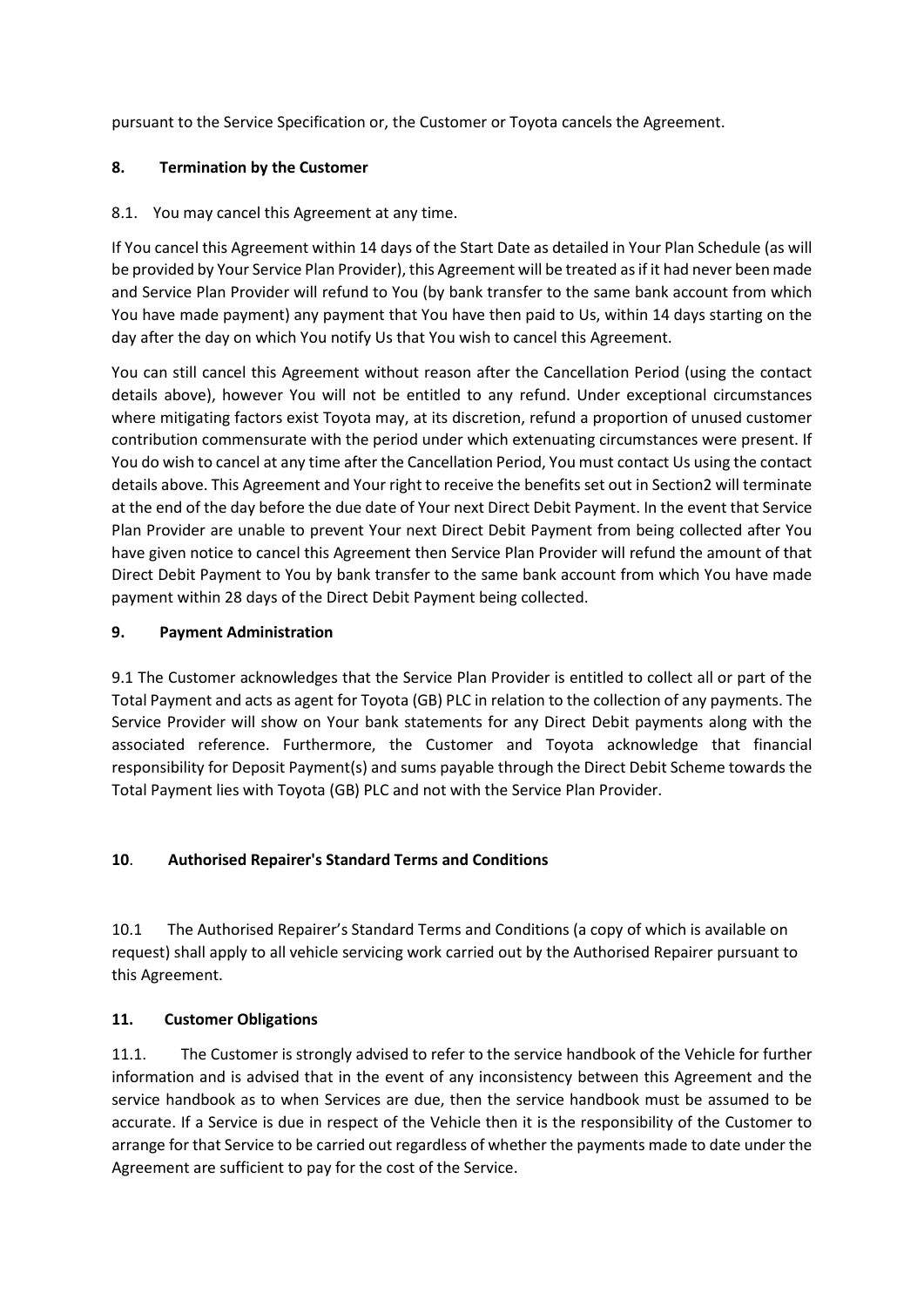pursuant to the Service Specification or, the Customer or Toyota cancels the Agreement.

## 8. Termination by the Customer

8.1. You may cancel this Agreement at any time.

If You cancel this Agreement within 14 days of the Start Date as detailed in Your Plan Schedule (as will be provided by Your Service Plan Provider), this Agreement will be treated as if it had never been made and Service Plan Provider will refund to You (by bank transfer to the same bank account from which You have made payment) any payment that You have then paid to Us, within 14 days starting on the day after the day on which You notify Us that You wish to cancel this Agreement.

You can still cancel this Agreement without reason after the Cancellation Period (using the contact details above), however You will not be entitled to any refund. Under exceptional circumstances where mitigating factors exist Toyota may, at its discretion, refund a proportion of unused customer contribution commensurate with the period under which extenuating circumstances were present. If You do wish to cancel at any time after the Cancellation Period, You must contact Us using the contact details above. This Agreement and Your right to receive the benefits set out in Section2 will terminate at the end of the day before the due date of Your next Direct Debit Payment. In the event that Service Plan Provider are unable to prevent Your next Direct Debit Payment from being collected after You have given notice to cancel this Agreement then Service Plan Provider will refund the amount of that Direct Debit Payment to You by bank transfer to the same bank account from which You have made payment within 28 days of the Direct Debit Payment being collected.

## 9. Payment Administration

9.1 The Customer acknowledges that the Service Plan Provider is entitled to collect all or part of the Total Payment and acts as agent for Toyota (GB) PLC in relation to the collection of any payments. The Service Provider will show on Your bank statements for any Direct Debit payments along with the associated reference. Furthermore, the Customer and Toyota acknowledge that financial responsibility for Deposit Payment(s) and sums payable through the Direct Debit Scheme towards the Total Payment lies with Toyota (GB) PLC and not with the Service Plan Provider.

## 10. Authorised Repairer's Standard Terms and Conditions

10.1 The Authorised Repairer's Standard Terms and Conditions (a copy of which is available on request) shall apply to all vehicle servicing work carried out by the Authorised Repairer pursuant to this Agreement.

## 11. Customer Obligations

11.1. The Customer is strongly advised to refer to the service handbook of the Vehicle for further information and is advised that in the event of any inconsistency between this Agreement and the service handbook as to when Services are due, then the service handbook must be assumed to be accurate. If a Service is due in respect of the Vehicle then it is the responsibility of the Customer to arrange for that Service to be carried out regardless of whether the payments made to date under the Agreement are sufficient to pay for the cost of the Service.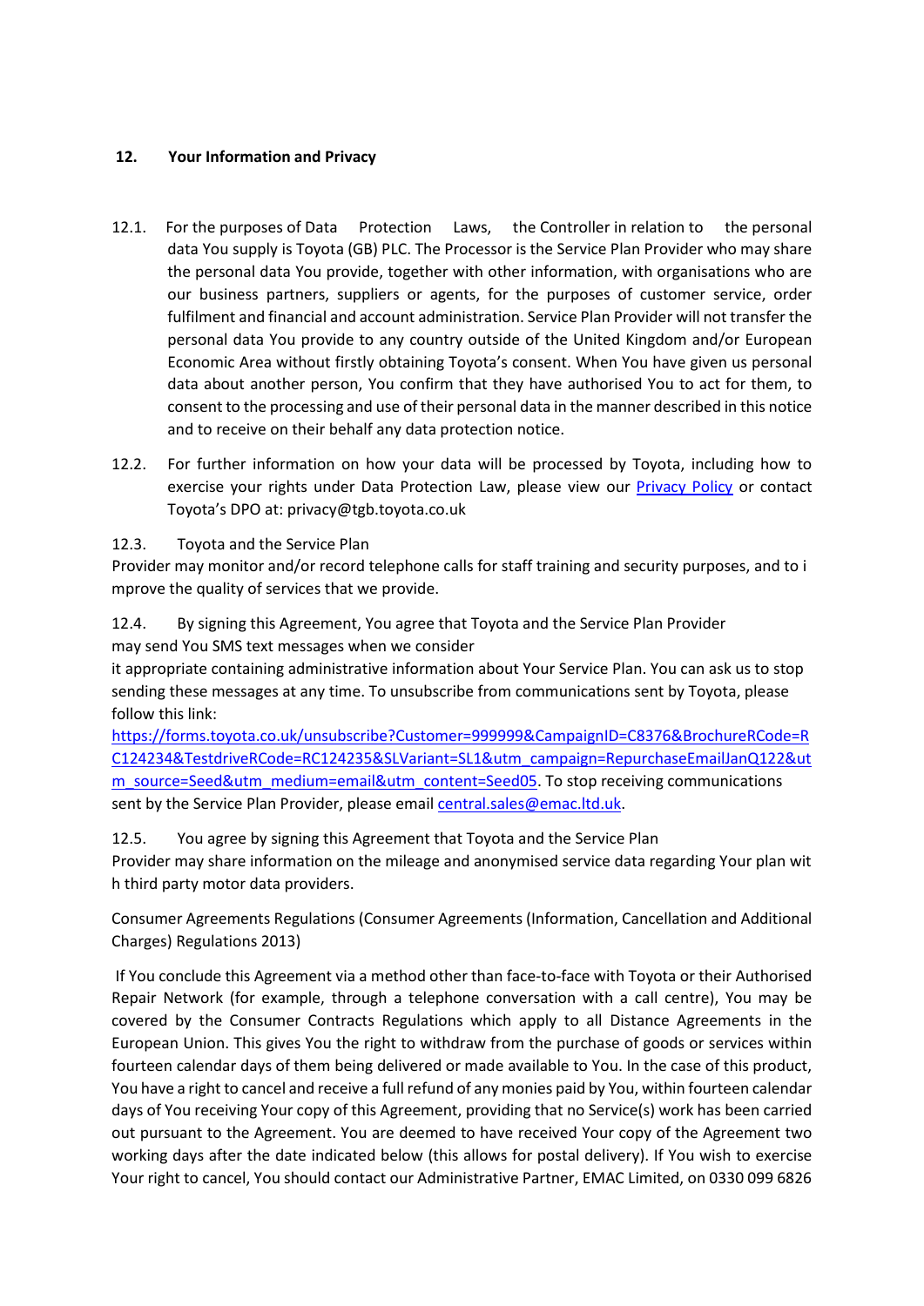## 12. Your Information and Privacy

12.1. For the purposes of Data Protection Laws, the Controller in relation to the personal data You supply is Toyota (GB) PLC. The Processor is the Service Plan Provider who may share the personal data You provide, together with other information, with organisations who are our business partners, suppliers or agents, for the purposes of customer service, order fulfilment and financial and account administration. Service Plan Provider will not transfer the personal data You provide to any country outside of the United Kingdom and/or European Economic Area without firstly obtaining Toyota's consent. When You have given us personal data about another person, You confirm that they have authorised You to act for them, to consent to the processing and use of their personal data in the manner described in this notice and to receive on their behalf any data protection notice.

12.2. For further information on how your data will be processed by Toyota, including how to exercise your rights under Data Protection Law, please view our [Privacy Policy]() or contact Toyota's DPO at: privacy@tgb.toyota.co.uk

12.3. Toyota and the Service Plan Provider may monitor and/or record telephone calls for staff training and security purposes, and to improve the quality of services that we provide.

12.4. By signing this Agreement, You agree that Toyota and the Service Plan Provider may send You SMS text messages when we consider it appropriate containing administrative information about Your Service Plan. You can ask us to stop sending these messages at any time. To unsubscribe from communications sent by Toyota, please follow this link: [https://forms.toyota.co.uk/unsubscribe?Customer=999999&CampaignID=C8376&BrochureRCode=RC124234&TestdriveRCode=RC124235&SLVariant=SL1&utm_campaign=RepurchaseEmailJanQ122&utm_source=Seed&utm_medium=email&utm_content=Seed05](https://forms.toyota.co.uk/unsubscribe?Customer=999999&CampaignID=C8376&BrochureRCode=RC124234&TestdriveRCode=RC124235&SLVariant=SL1&utm_campaign=RepurchaseEmailJanQ122&utm_source=Seed&utm_medium=email&utm_content=Seed05). To stop receiving communications sent by the Service Plan Provider, please email [central.sales@emac.ltd.uk](mailto:central.sales@emac.ltd.uk).

12.5. You agree by signing this Agreement that Toyota and the Service Plan Provider may share information on the mileage and anonymised service data regarding Your plan with third party motor data providers.

Consumer Agreements Regulations (Consumer Agreements (Information, Cancellation and Additional Charges) Regulations 2013)

If You conclude this Agreement via a method other than face-to-face with Toyota or their Authorised Repair Network (for example, through a telephone conversation with a call centre), You may be covered by the Consumer Contracts Regulations which apply to all Distance Agreements in the European Union. This gives You the right to withdraw from the purchase of goods or services within fourteen calendar days of them being delivered or made available to You. In the case of this product, You have a right to cancel and receive a full refund of any monies paid by You, within fourteen calendar days of You receiving Your copy of this Agreement, providing that no Service(s) work has been carried out pursuant to the Agreement. You are deemed to have received Your copy of the Agreement two working days after the date indicated below (this allows for postal delivery). If You wish to exercise Your right to cancel, You should contact our Administrative Partner, EMAC Limited, on 0330 099 6826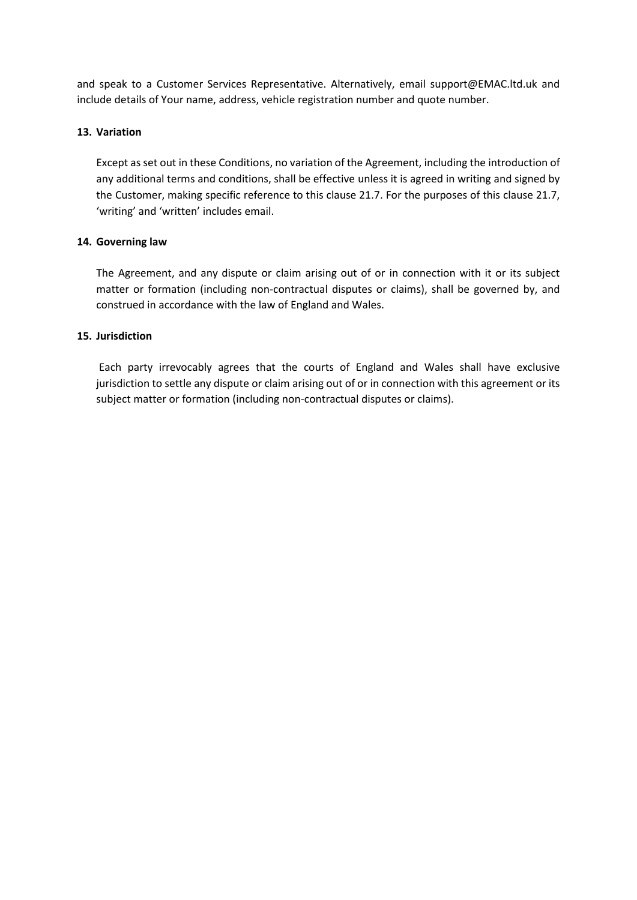and speak to a Customer Services Representative. Alternatively, email support@EMAC.ltd.uk and include details of Your name, address, vehicle registration number and quote number.

**13. Variation**

Except as set out in these Conditions, no variation of the Agreement, including the introduction of any additional terms and conditions, shall be effective unless it is agreed in writing and signed by the Customer, making specific reference to this clause 21.7. For the purposes of this clause 21.7, 'writing' and 'written' includes email.

**14. Governing law**

The Agreement, and any dispute or claim arising out of or in connection with it or its subject matter or formation (including non-contractual disputes or claims), shall be governed by, and construed in accordance with the law of England and Wales.

**15. Jurisdiction**

Each party irrevocably agrees that the courts of England and Wales shall have exclusive jurisdiction to settle any dispute or claim arising out of or in connection with this agreement or its subject matter or formation (including non-contractual disputes or claims).